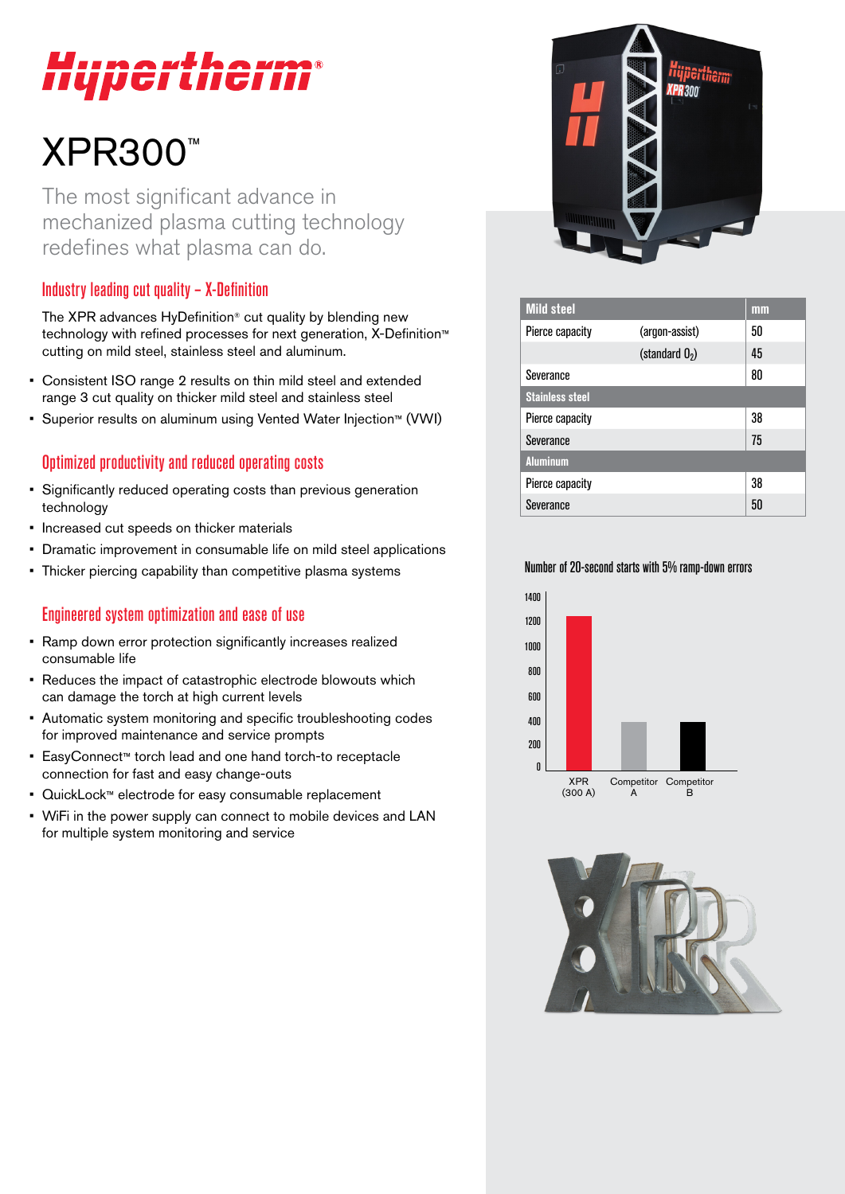# Hypertherm®

# XPR300™

The most significant advance in mechanized plasma cutting technology redefines what plasma can do.

## Industry leading cut quality – X-Definition

The XPR advances HyDefinition® cut quality by blending new technology with refined processes for next generation, X-Definition™ cutting on mild steel, stainless steel and aluminum.

- Consistent ISO range 2 results on thin mild steel and extended range 3 cut quality on thicker mild steel and stainless steel
- Superior results on aluminum using Vented Water Injection™ (VWI)

## Optimized productivity and reduced operating costs

- Significantly reduced operating costs than previous generation technology
- Increased cut speeds on thicker materials
- Dramatic improvement in consumable life on mild steel applications
- Thicker piercing capability than competitive plasma systems

## Engineered system optimization and ease of use

- Ramp down error protection significantly increases realized consumable life
- Reduces the impact of catastrophic electrode blowouts which can damage the torch at high current levels
- Automatic system monitoring and specific troubleshooting codes for improved maintenance and service prompts
- EasyConnect™ torch lead and one hand torch-to-receptacle connection for fast and easy change-outs
- QuickLock™ electrode for easy consumable replacement
- WiFi in the power supply can connect to mobile devices and LAN for multiple system monitoring and service

| Mild steel | | mm |
|---|---|---|
| Pierce capacity | (argon-assist) | 50 |
| | (standard $O_2$) | 45 |
| Severance | | 80 |
| **Stainless steel** | | |
| Pierce capacity | | 38 |
| Severance | | 75 |
| **Aluminum** | | |
| Pierce capacity | | 38 |
| Severance | | 50 |

Number of 20-second starts with 5% ramp-down errors

| | XPR (300 A) | Competitor A | Competitor B |
|---|---|---|---|
| Starts (approx.) | 1250 | 400 | 400 |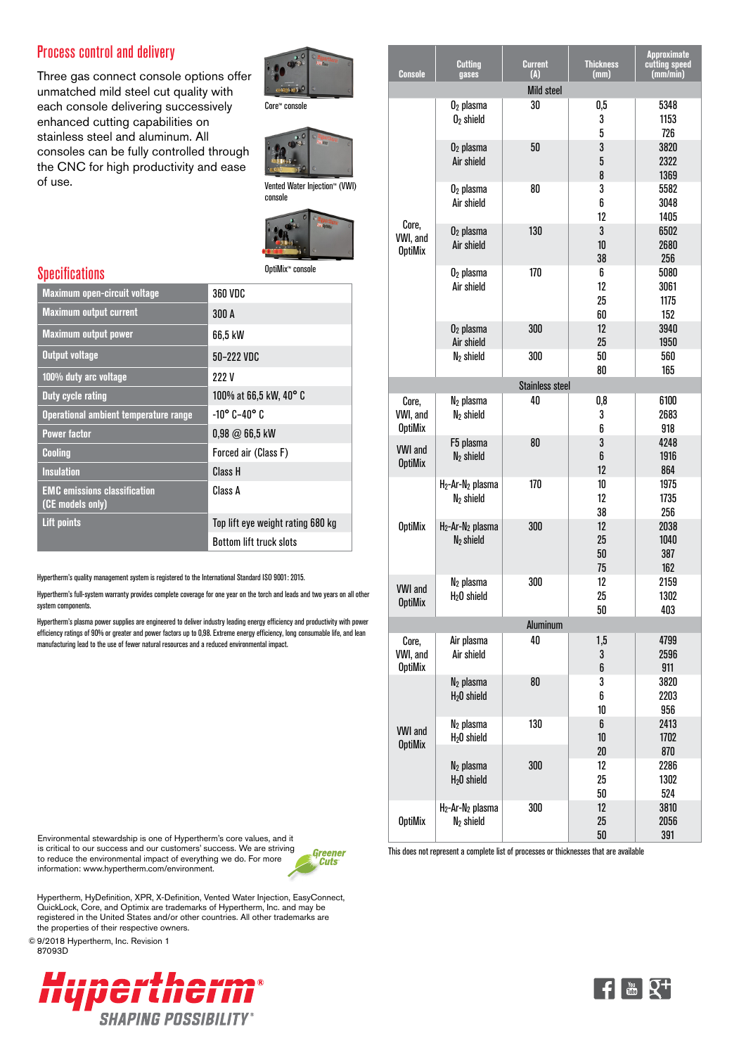## Process control and delivery

Three gas connect console options offer unmatched mild steel cut quality with each console delivering successively enhanced cutting capabilities on stainless steel and aluminum. All consoles can be fully controlled through the CNC for high productivity and ease of use.

Core™ console

Vented Water Injection™ (VWI) console

OptiMix™ console

## Specifications

| | |
|---|---|
| Maximum open-circuit voltage | 360 VDC |
| Maximum output current | 300 A |
| Maximum output power | 66,5 kW |
| Output voltage | 50–222 VDC |
| 100% duty arc voltage | 222 V |
| Duty cycle rating | 100% at 66,5 kW, 40° C |
| Operational ambient temperature range | -10° C–40° C |
| Power factor | 0,98 @ 66,5 kW |
| Cooling | Forced air (Class F) |
| Insulation | Class H |
| EMC emissions classification (CE models only) | Class A |
| Lift points | Top lift eye weight rating 680 kg |
| | Bottom lift truck slots |

Hypertherm's quality management system is registered to the International Standard ISO 9001: 2015.

Hypertherm's full-system warranty provides complete coverage for one year on the torch and leads and two years on all other system components.

Hypertherm's plasma power supplies are engineered to deliver industry leading energy efficiency and productivity with power efficiency ratings of 90% or greater and power factors up to 0,98. Extreme energy efficiency, long consumable life, and lean manufacturing lead to the use of fewer natural resources and a reduced environmental impact.

| Console | Cutting gases | Current (A) | Thickness (mm) | Approximate cutting speed (mm/min) |
|---|---|---|---|---|
| **Mild steel** | | | | |
| Core, VWI, and OptiMix | $O_2$ plasma, $O_2$ shield | 30 | 0,5 | 5348 |
| | | | 3 | 1153 |
| | | | 5 | 726 |
| | $O_2$ plasma, Air shield | 50 | 3 | 3820 |
| | | | 5 | 2322 |
| | | | 8 | 1369 |
| | $O_2$ plasma, Air shield | 80 | 3 | 5582 |
| | | | 6 | 3048 |
| | | | 12 | 1405 |
| | $O_2$ plasma, Air shield | 130 | 3 | 6502 |
| | | | 10 | 2680 |
| | | | 38 | 256 |
| | $O_2$ plasma, Air shield | 170 | 6 | 5080 |
| | | | 12 | 3061 |
| | | | 25 | 1175 |
| | | | 60 | 152 |
| | $O_2$ plasma, Air shield | 300 | 12 | 3940 |
| | | | 25 | 1950 |
| | $N_2$ shield | 300 | 50 | 560 |
| | | | 80 | 165 |
| **Stainless steel** | | | | |
| Core, VWI, and OptiMix | $N_2$ plasma, $N_2$ shield | 40 | 0,8 | 6100 |
| | | | 3 | 2683 |
| | | | 6 | 918 |
| VWI and OptiMix | F5 plasma, $N_2$ shield | 80 | 3 | 4248 |
| | | | 6 | 1916 |
| | | | 12 | 864 |
| OptiMix | $H_2$-Ar-$N_2$ plasma, $N_2$ shield | 170 | 10 | 1975 |
| | | | 12 | 1735 |
| | | | 38 | 256 |
| | $H_2$-Ar-$N_2$ plasma, $N_2$ shield | 300 | 12 | 2038 |
| | | | 25 | 1040 |
| | | | 50 | 387 |
| | | | 75 | 162 |
| VWI and OptiMix | $N_2$ plasma, $H_2O$ shield | 300 | 12 | 2159 |
| | | | 25 | 1302 |
| | | | 50 | 403 |
| **Aluminum** | | | | |
| Core, VWI, and OptiMix | Air plasma, Air shield | 40 | 1,5 | 4799 |
| | | | 3 | 2596 |
| | | | 6 | 911 |
| VWI and OptiMix | $N_2$ plasma, $H_2O$ shield | 80 | 3 | 3820 |
| | | | 6 | 2203 |
| | | | 10 | 956 |
| | $N_2$ plasma, $H_2O$ shield | 130 | 6 | 2413 |
| | | | 10 | 1702 |
| | | | 20 | 870 |
| | $N_2$ plasma, $H_2O$ shield | 300 | 12 | 2286 |
| | | | 25 | 1302 |
| | | | 50 | 524 |
| OptiMix | $H_2$-Ar-$N_2$ plasma, $N_2$ shield | 300 | 12 | 3810 |
| | | | 25 | 2056 |
| | | | 50 | 391 |

This does not represent a complete list of processes or thicknesses that are available

Environmental stewardship is one of Hypertherm's core values, and it is critical to our success and our customers' success. We are striving to reduce the environmental impact of everything we do. For more information: www.hypertherm.com/environment.

Greener Cuts

Hypertherm, HyDefinition, XPR, X-Definition, Vented Water Injection, EasyConnect, QuickLock, Core, and Optimix are trademarks of Hypertherm, Inc. and may be registered in the United States and/or other countries. All other trademarks are the properties of their respective owners.

© 9/2018 Hypertherm, Inc. Revision 1
87093D

Hypertherm®
SHAPING POSSIBILITY®